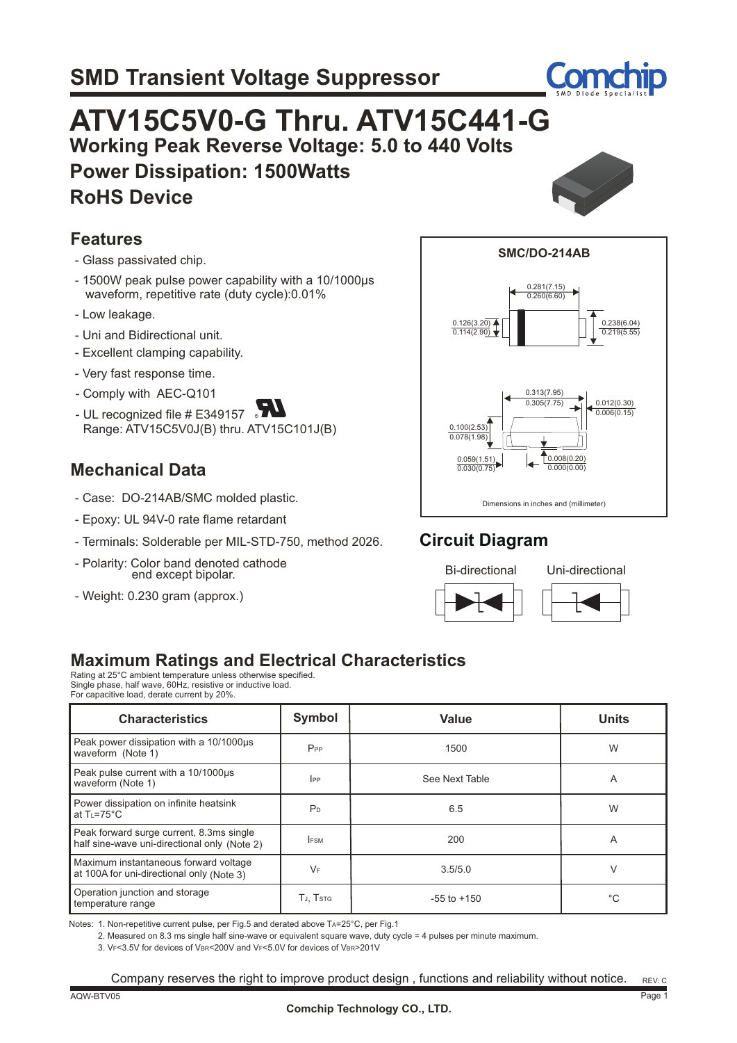# SMD Transient Voltage Suppressor

# ATV15C5V0-G Thru. ATV15C441-G

**Working Peak Reverse Voltage: 5.0 to 440 Volts**

**Power Dissipation: 1500Watts**

**RoHS Device**

## Features

- Glass passivated chip.
- 1500W peak pulse power capability with a 10/1000μs waveform, repetitive rate (duty cycle):0.01%
- Low leakage.
- Uni and Bidirectional unit.
- Excellent clamping capability.
- Very fast response time.
- Comply with AEC-Q101
- UL recognized file # E349157 
  Range: ATV15C5V0J(B) thru. ATV15C101J(B)

## Mechanical Data

- Case: DO-214AB/SMC molded plastic.
- Epoxy: UL 94V-0 rate flame retardant
- Terminals: Solderable per MIL-STD-750, method 2026.
- Polarity: Color band denoted cathode end except bipolar.
- Weight: 0.230 gram (approx.)

**SMC/DO-214AB**

0.281(7.15) / 0.260(6.60)
0.126(3.20) / 0.114(2.90)
0.238(6.04) / 0.219(5.55)
0.313(7.95) / 0.305(7.75)
0.012(0.30) / 0.006(0.15)
0.100(2.53) / 0.078(1.98)
0.059(1.51) / 0.030(0.75)
0.008(0.20) / 0.000(0.00)

Dimensions in inches and (millimeter)

## Circuit Diagram

Bi-directional    Uni-directional

## Maximum Ratings and Electrical Characteristics

Rating at 25°C ambient temperature unless otherwise specified.
Single phase, half wave, 60Hz, resistive or inductive load.
For capacitive load, derate current by 20%.

| Characteristics | Symbol | Value | Units |
|---|---|---|---|
| Peak power dissipation with a 10/1000μs waveform (Note 1) | $P_{PP}$ | 1500 | W |
| Peak pulse current with a 10/1000μs waveform (Note 1) | $I_{PP}$ | See Next Table | A |
| Power dissipation on infinite heatsink at $T_L$=75°C | $P_D$ | 6.5 | W |
| Peak forward surge current, 8.3ms single half sine-wave uni-directional only (Note 2) | $I_{FSM}$ | 200 | A |
| Maximum instantaneous forward voltage at 100A for uni-directional only (Note 3) | $V_F$ | 3.5/5.0 | V |
| Operation junction and storage temperature range | $T_J$, $T_{STG}$ | -55 to +150 | °C |

Notes: 1. Non-repetitive current pulse, per Fig.5 and derated above $T_A$=25°C, per Fig.1
2. Measured on 8.3 ms single half sine-wave or equivalent square wave, duty cycle = 4 pulses per minute maximum.
3. $V_F$<3.5V for devices of $V_{BR}$<200V and $V_F$<5.0V for devices of $V_{BR}$>201V

Company reserves the right to improve product design , functions and reliability without notice.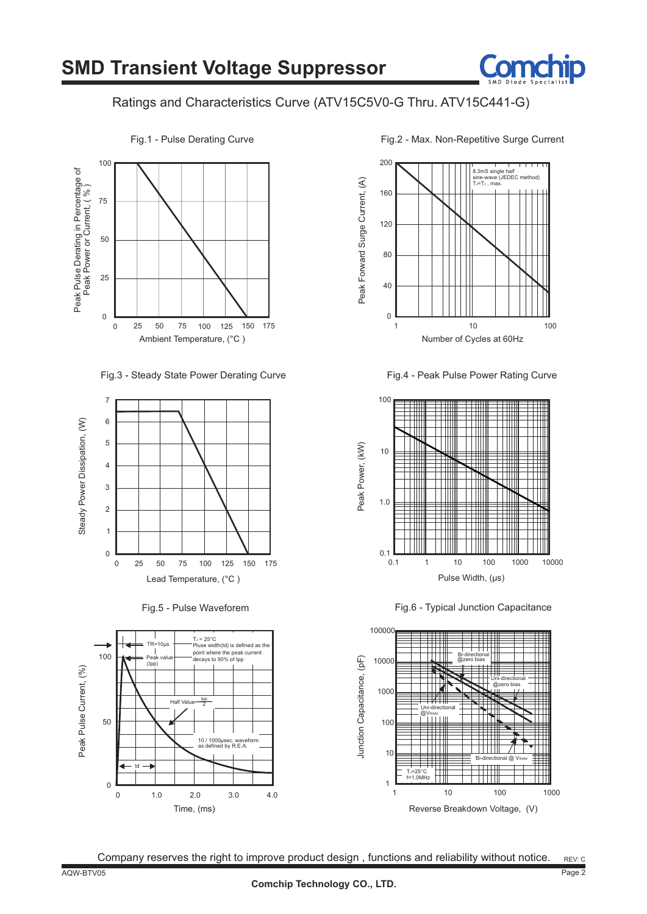# SMD Transient Voltage Suppressor

## Ratings and Characteristics Curve (ATV15C5V0-G Thru. ATV15C441-G)

Fig.1 - Pulse Derating Curve

Peak Pulse Derating in Percentage of Peak Power or Current, ( % )

Ambient Temperature, (°C )

Fig.2 - Max. Non-Repetitive Surge Current

8.3mS single half sine-wave (JEDEC method) $T_J = T_J$ , max.

Peak Forward Surge Current, (A)

Number of Cycles at 60Hz

Fig.3 - Steady State Power Derating Curve

Steady Power Dissipation, (W)

Lead Temperature, (°C )

Fig.4 - Peak Pulse Power Rating Curve

Peak Power, (kW)

Pulse Width, (μs)

Fig.5 - Pulse Waveforem

TR=10μs

Peak value (Ipp)

$T_J$ = 25°C

Pluse width(td) is defined as the point where the peak current decays to 50% of Ipp

Half Value= $\frac{Ipp}{2}$

10 / 1000μsec. waveform as defined by R.E.A.

td

Peak Pulse Current, (%)

Time, (ms)

Fig.6 - Typical Junction Capacitance

Bi-directional @zero bias

Uni-directional @zero bias

Uni-directional @$V_{RWM}$

Bi-directional @ $V_{RWM}$

$T_J$=25°C f=1.0MHz

Junction Capacitance, (pF)

Reverse Breakdown Voltage, (V)

Company reserves the right to improve product design , functions and reliability without notice.

REV: C

AQW-BTV05

Comchip Technology CO., LTD.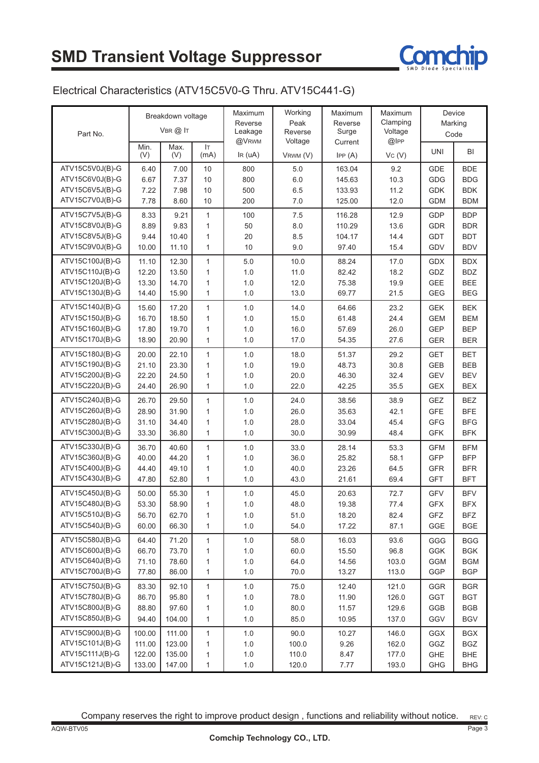# SMD Transient Voltage Suppressor

## Electrical Characteristics (ATV15C5V0-G Thru. ATV15C441-G)

| Part No. | Breakdown voltage $V_{BR}$ @ $I_T$ | | | Maximum Reverse Leakage @$V_{RWM}$ | Working Peak Reverse Voltage | Maximum Reverse Surge Current | Maximum Clamping Voltage @$I_{PP}$ | Device Marking Code | |
|---|---|---|---|---|---|---|---|---|---|
| | Min. (V) | Max. (V) | $I_T$ (mA) | $I_R$ (uA) | $V_{RWM}$ (V) | $I_{PP}$ (A) | $V_C$ (V) | UNI | BI |
| ATV15C5V0J(B)-G | 6.40 | 7.00 | 10 | 800 | 5.0 | 163.04 | 9.2 | GDE | BDE |
| ATV15C6V0J(B)-G | 6.67 | 7.37 | 10 | 800 | 6.0 | 145.63 | 10.3 | GDG | BDG |
| ATV15C6V5J(B)-G | 7.22 | 7.98 | 10 | 500 | 6.5 | 133.93 | 11.2 | GDK | BDK |
| ATV15C7V0J(B)-G | 7.78 | 8.60 | 10 | 200 | 7.0 | 125.00 | 12.0 | GDM | BDM |
| ATV15C7V5J(B)-G | 8.33 | 9.21 | 1 | 100 | 7.5 | 116.28 | 12.9 | GDP | BDP |
| ATV15C8V0J(B)-G | 8.89 | 9.83 | 1 | 50 | 8.0 | 110.29 | 13.6 | GDR | BDR |
| ATV15C8V5J(B)-G | 9.44 | 10.40 | 1 | 20 | 8.5 | 104.17 | 14.4 | GDT | BDT |
| ATV15C9V0J(B)-G | 10.00 | 11.10 | 1 | 10 | 9.0 | 97.40 | 15.4 | GDV | BDV |
| ATV15C100J(B)-G | 11.10 | 12.30 | 1 | 5.0 | 10.0 | 88.24 | 17.0 | GDX | BDX |
| ATV15C110J(B)-G | 12.20 | 13.50 | 1 | 1.0 | 11.0 | 82.42 | 18.2 | GDZ | BDZ |
| ATV15C120J(B)-G | 13.30 | 14.70 | 1 | 1.0 | 12.0 | 75.38 | 19.9 | GEE | BEE |
| ATV15C130J(B)-G | 14.40 | 15.90 | 1 | 1.0 | 13.0 | 69.77 | 21.5 | GEG | BEG |
| ATV15C140J(B)-G | 15.60 | 17.20 | 1 | 1.0 | 14.0 | 64.66 | 23.2 | GEK | BEK |
| ATV15C150J(B)-G | 16.70 | 18.50 | 1 | 1.0 | 15.0 | 61.48 | 24.4 | GEM | BEM |
| ATV15C160J(B)-G | 17.80 | 19.70 | 1 | 1.0 | 16.0 | 57.69 | 26.0 | GEP | BEP |
| ATV15C170J(B)-G | 18.90 | 20.90 | 1 | 1.0 | 17.0 | 54.35 | 27.6 | GER | BER |
| ATV15C180J(B)-G | 20.00 | 22.10 | 1 | 1.0 | 18.0 | 51.37 | 29.2 | GET | BET |
| ATV15C190J(B)-G | 21.10 | 23.30 | 1 | 1.0 | 19.0 | 48.73 | 30.8 | GEB | BEB |
| ATV15C200J(B)-G | 22.20 | 24.50 | 1 | 1.0 | 20.0 | 46.30 | 32.4 | GEV | BEV |
| ATV15C220J(B)-G | 24.40 | 26.90 | 1 | 1.0 | 22.0 | 42.25 | 35.5 | GEX | BEX |
| ATV15C240J(B)-G | 26.70 | 29.50 | 1 | 1.0 | 24.0 | 38.56 | 38.9 | GEZ | BEZ |
| ATV15C260J(B)-G | 28.90 | 31.90 | 1 | 1.0 | 26.0 | 35.63 | 42.1 | GFE | BFE |
| ATV15C280J(B)-G | 31.10 | 34.40 | 1 | 1.0 | 28.0 | 33.04 | 45.4 | GFG | BFG |
| ATV15C300J(B)-G | 33.30 | 36.80 | 1 | 1.0 | 30.0 | 30.99 | 48.4 | GFK | BFK |
| ATV15C330J(B)-G | 36.70 | 40.60 | 1 | 1.0 | 33.0 | 28.14 | 53.3 | GFM | BFM |
| ATV15C360J(B)-G | 40.00 | 44.20 | 1 | 1.0 | 36.0 | 25.82 | 58.1 | GFP | BFP |
| ATV15C400J(B)-G | 44.40 | 49.10 | 1 | 1.0 | 40.0 | 23.26 | 64.5 | GFR | BFR |
| ATV15C430J(B)-G | 47.80 | 52.80 | 1 | 1.0 | 43.0 | 21.61 | 69.4 | GFT | BFT |
| ATV15C450J(B)-G | 50.00 | 55.30 | 1 | 1.0 | 45.0 | 20.63 | 72.7 | GFV | BFV |
| ATV15C480J(B)-G | 53.30 | 58.90 | 1 | 1.0 | 48.0 | 19.38 | 77.4 | GFX | BFX |
| ATV15C510J(B)-G | 56.70 | 62.70 | 1 | 1.0 | 51.0 | 18.20 | 82.4 | GFZ | BFZ |
| ATV15C540J(B)-G | 60.00 | 66.30 | 1 | 1.0 | 54.0 | 17.22 | 87.1 | GGE | BGE |
| ATV15C580J(B)-G | 64.40 | 71.20 | 1 | 1.0 | 58.0 | 16.03 | 93.6 | GGG | BGG |
| ATV15C600J(B)-G | 66.70 | 73.70 | 1 | 1.0 | 60.0 | 15.50 | 96.8 | GGK | BGK |
| ATV15C640J(B)-G | 71.10 | 78.60 | 1 | 1.0 | 64.0 | 14.56 | 103.0 | GGM | BGM |
| ATV15C700J(B)-G | 77.80 | 86.00 | 1 | 1.0 | 70.0 | 13.27 | 113.0 | GGP | BGP |
| ATV15C750J(B)-G | 83.30 | 92.10 | 1 | 1.0 | 75.0 | 12.40 | 121.0 | GGR | BGR |
| ATV15C780J(B)-G | 86.70 | 95.80 | 1 | 1.0 | 78.0 | 11.90 | 126.0 | GGT | BGT |
| ATV15C800J(B)-G | 88.80 | 97.60 | 1 | 1.0 | 80.0 | 11.57 | 129.6 | GGB | BGB |
| ATV15C850J(B)-G | 94.40 | 104.00 | 1 | 1.0 | 85.0 | 10.95 | 137.0 | GGV | BGV |
| ATV15C900J(B)-G | 100.00 | 111.00 | 1 | 1.0 | 90.0 | 10.27 | 146.0 | GGX | BGX |
| ATV15C101J(B)-G | 111.00 | 123.00 | 1 | 1.0 | 100.0 | 9.26 | 162.0 | GGZ | BGZ |
| ATV15C111J(B)-G | 122.00 | 135.00 | 1 | 1.0 | 110.0 | 8.47 | 177.0 | GHE | BHE |
| ATV15C121J(B)-G | 133.00 | 147.00 | 1 | 1.0 | 120.0 | 7.77 | 193.0 | GHG | BHG |

Company reserves the right to improve product design , functions and reliability without notice.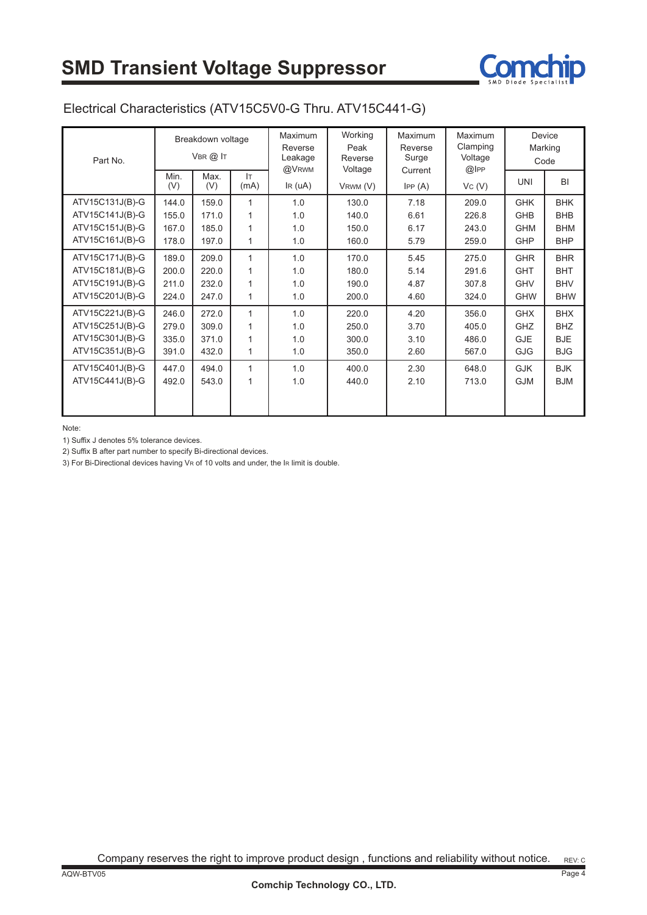# SMD Transient Voltage Suppressor

## Electrical Characteristics (ATV15C5V0-G Thru. ATV15C441-G)

| Part No. | Breakdown voltage $V_{BR}$ @ $I_T$ | | | Maximum Reverse Leakage @$V_{RWM}$ | Working Peak Reverse Voltage | Maximum Reverse Surge Current | Maximum Clamping Voltage @$I_{PP}$ | Device Marking Code | |
|---|---|---|---|---|---|---|---|---|---|
| | Min. (V) | Max. (V) | $I_T$ (mA) | $I_R$ (uA) | $V_{RWM}$ (V) | $I_{PP}$ (A) | $V_C$ (V) | UNI | BI |
| ATV15C131J(B)-G | 144.0 | 159.0 | 1 | 1.0 | 130.0 | 7.18 | 209.0 | GHK | BHK |
| ATV15C141J(B)-G | 155.0 | 171.0 | 1 | 1.0 | 140.0 | 6.61 | 226.8 | GHB | BHB |
| ATV15C151J(B)-G | 167.0 | 185.0 | 1 | 1.0 | 150.0 | 6.17 | 243.0 | GHM | BHM |
| ATV15C161J(B)-G | 178.0 | 197.0 | 1 | 1.0 | 160.0 | 5.79 | 259.0 | GHP | BHP |
| ATV15C171J(B)-G | 189.0 | 209.0 | 1 | 1.0 | 170.0 | 5.45 | 275.0 | GHR | BHR |
| ATV15C181J(B)-G | 200.0 | 220.0 | 1 | 1.0 | 180.0 | 5.14 | 291.6 | GHT | BHT |
| ATV15C191J(B)-G | 211.0 | 232.0 | 1 | 1.0 | 190.0 | 4.87 | 307.8 | GHV | BHV |
| ATV15C201J(B)-G | 224.0 | 247.0 | 1 | 1.0 | 200.0 | 4.60 | 324.0 | GHW | BHW |
| ATV15C221J(B)-G | 246.0 | 272.0 | 1 | 1.0 | 220.0 | 4.20 | 356.0 | GHX | BHX |
| ATV15C251J(B)-G | 279.0 | 309.0 | 1 | 1.0 | 250.0 | 3.70 | 405.0 | GHZ | BHZ |
| ATV15C301J(B)-G | 335.0 | 371.0 | 1 | 1.0 | 300.0 | 3.10 | 486.0 | GJE | BJE |
| ATV15C351J(B)-G | 391.0 | 432.0 | 1 | 1.0 | 350.0 | 2.60 | 567.0 | GJG | BJG |
| ATV15C401J(B)-G | 447.0 | 494.0 | 1 | 1.0 | 400.0 | 2.30 | 648.0 | GJK | BJK |
| ATV15C441J(B)-G | 492.0 | 543.0 | 1 | 1.0 | 440.0 | 2.10 | 713.0 | GJM | BJM |

Note:

1) Suffix J denotes 5% tolerance devices.

2) Suffix B after part number to specify Bi-directional devices.

3) For Bi-Directional devices having $V_R$ of 10 volts and under, the $I_R$ limit is double.

Company reserves the right to improve product design , functions and reliability without notice.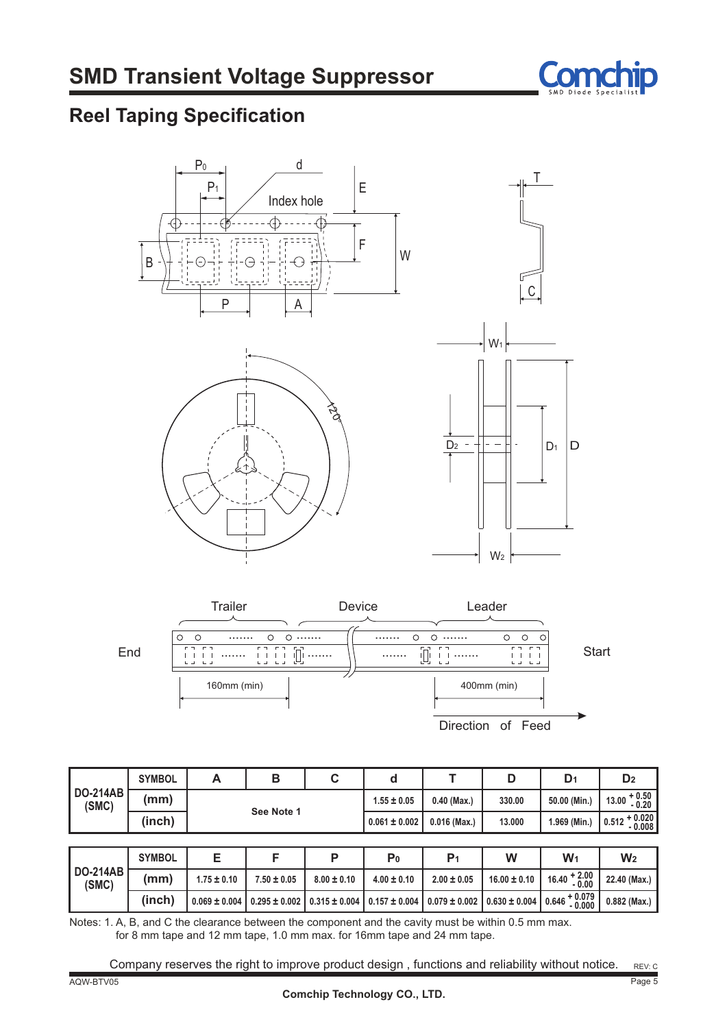# SMD Transient Voltage Suppressor

## Reel Taping Specification

| DO-214AB (SMC) | SYMBOL | A | B | C | d | T | D | $D_1$ | $D_2$ |
|---|---|---|---|---|---|---|---|---|---|
| | (mm) | See Note 1 | | | 1.55 ± 0.05 | 0.40 (Max.) | 330.00 | 50.00 (Min.) | 13.00 $^{+0.50}_{-0.20}$ |
| | (inch) | | | | 0.061 ± 0.002 | 0.016 (Max.) | 13.000 | 1.969 (Min.) | 0.512 $^{+0.020}_{-0.008}$ |

| DO-214AB (SMC) | SYMBOL | E | F | P | $P_0$ | $P_1$ | W | $W_1$ | $W_2$ |
|---|---|---|---|---|---|---|---|---|---|
| | (mm) | 1.75 ± 0.10 | 7.50 ± 0.05 | 8.00 ± 0.10 | 4.00 ± 0.10 | 2.00 ± 0.05 | 16.00 ± 0.10 | 16.40 $^{+2.00}_{-0.00}$ | 22.40 (Max.) |
| | (inch) | 0.069 ± 0.004 | 0.295 ± 0.002 | 0.315 ± 0.004 | 0.157 ± 0.004 | 0.079 ± 0.002 | 0.630 ± 0.004 | 0.646 $^{+0.079}_{-0.000}$ | 0.882 (Max.) |

Notes: 1. A, B, and C the clearance between the component and the cavity must be within 0.5 mm max. for 8 mm tape and 12 mm tape, 1.0 mm max. for 16mm tape and 24 mm tape.

Company reserves the right to improve product design , functions and reliability without notice.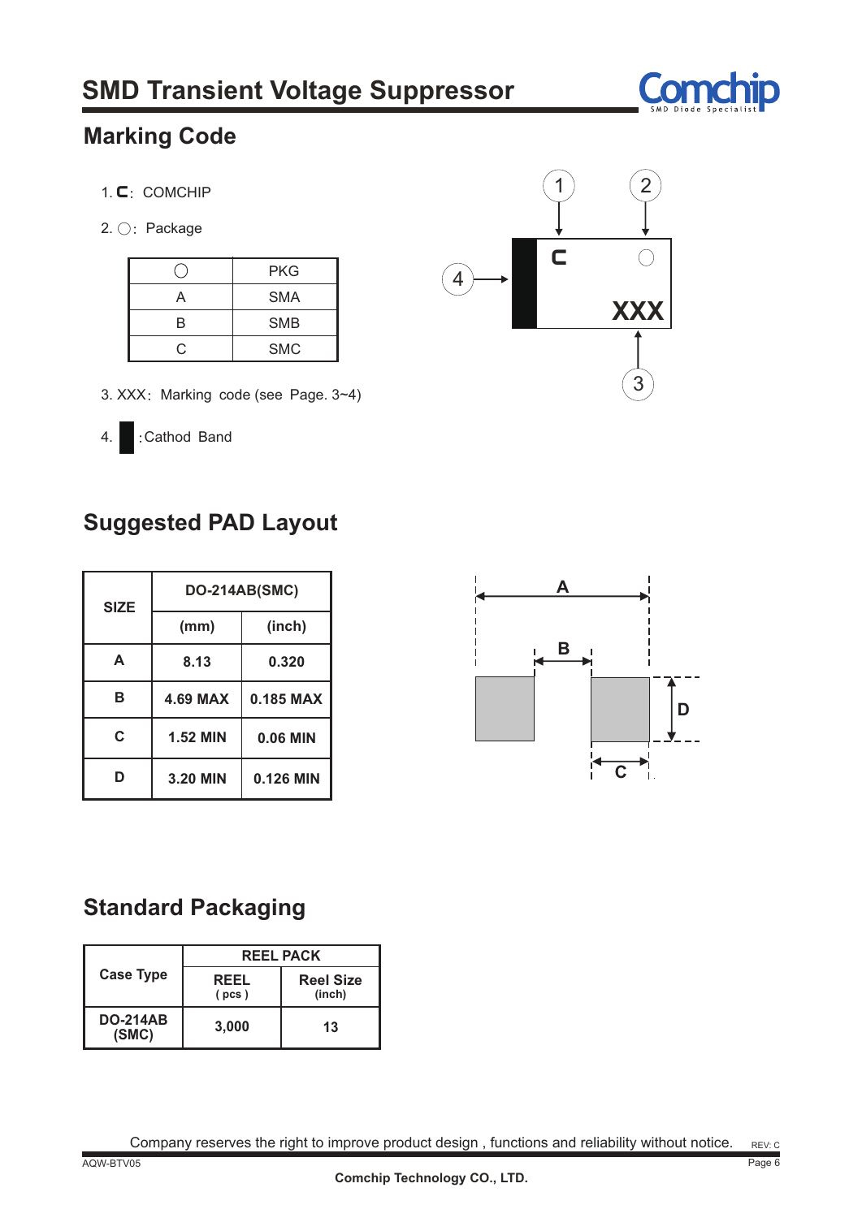## Marking Code

1. C: COMCHIP

2. ○: Package

| ○ | PKG |
|---|---|
| A | SMA |
| B | SMB |
| C | SMC |

3. XXX: Marking code (see Page. 3~4)

4. ▌: Cathod Band

## Suggested PAD Layout

| SIZE | DO-214AB(SMC) | |
|---|---|---|
| | (mm) | (inch) |
| A | 8.13 | 0.320 |
| B | 4.69 MAX | 0.185 MAX |
| C | 1.52 MIN | 0.06 MIN |
| D | 3.20 MIN | 0.126 MIN |

## Standard Packaging

| Case Type | REEL PACK | |
|---|---|---|
| | REEL (pcs) | Reel Size (inch) |
| DO-214AB (SMC) | 3,000 | 13 |

Company reserves the right to improve product design , functions and reliability without notice.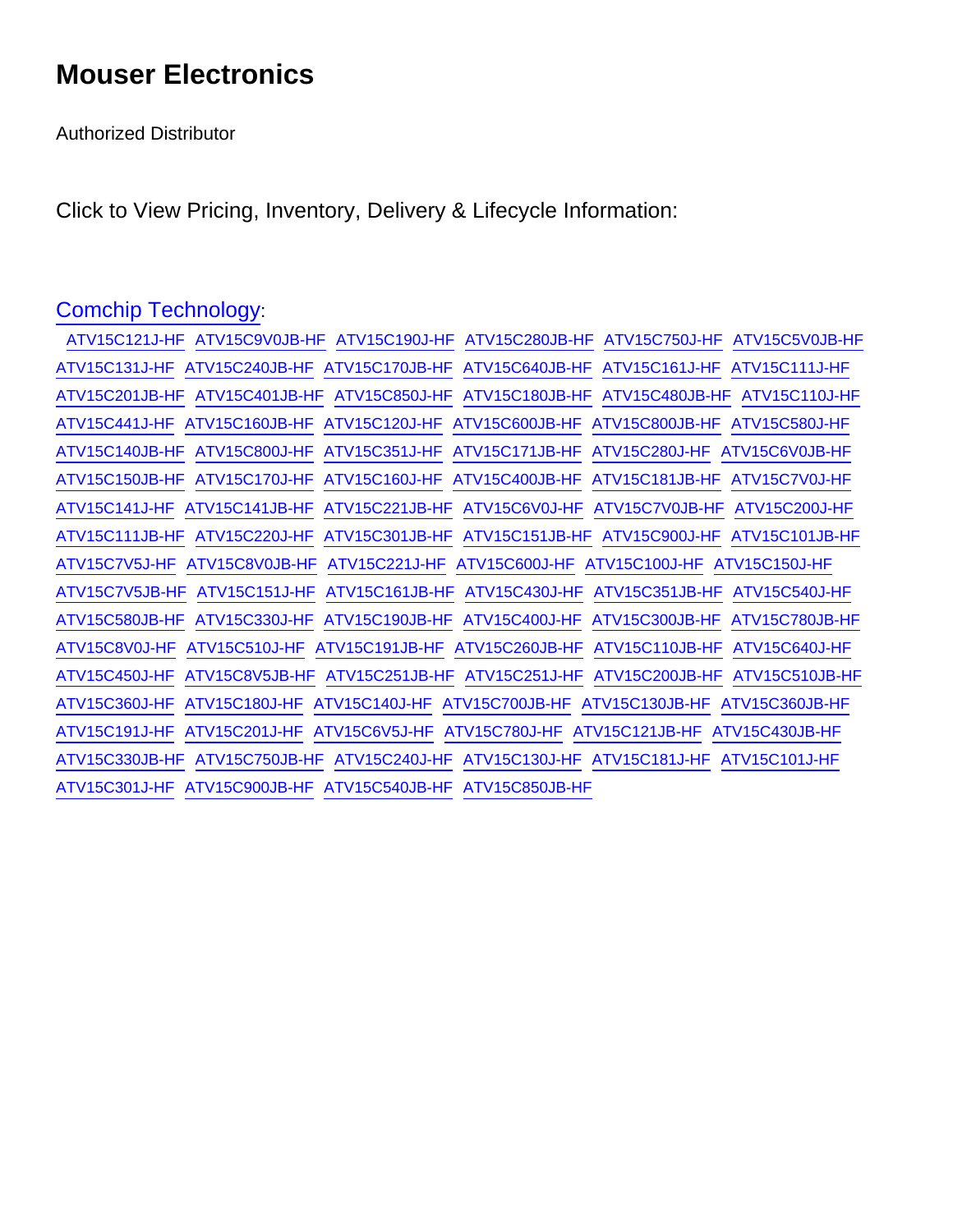# Mouser Electronics

Authorized Distributor

Click to View Pricing, Inventory, Delivery & Lifecycle Information:

Comchip Technology:

ATV15C121J-HF ATV15C9V0JB-HF ATV15C190J-HF ATV15C280JB-HF ATV15C750J-HF ATV15C5V0JB-HF ATV15C131J-HF ATV15C240JB-HF ATV15C170JB-HF ATV15C640JB-HF ATV15C161J-HF ATV15C111J-HF ATV15C201JB-HF ATV15C401JB-HF ATV15C850J-HF ATV15C180JB-HF ATV15C480JB-HF ATV15C110J-HF ATV15C441J-HF ATV15C160JB-HF ATV15C120J-HF ATV15C600JB-HF ATV15C800JB-HF ATV15C580J-HF ATV15C140JB-HF ATV15C800J-HF ATV15C351J-HF ATV15C171JB-HF ATV15C280J-HF ATV15C6V0JB-HF ATV15C150JB-HF ATV15C170J-HF ATV15C160J-HF ATV15C400JB-HF ATV15C181JB-HF ATV15C7V0J-HF ATV15C141J-HF ATV15C141JB-HF ATV15C221JB-HF ATV15C6V0J-HF ATV15C7V0JB-HF ATV15C200J-HF ATV15C111JB-HF ATV15C220J-HF ATV15C301JB-HF ATV15C151JB-HF ATV15C900J-HF ATV15C101JB-HF ATV15C7V5J-HF ATV15C8V0JB-HF ATV15C221J-HF ATV15C600J-HF ATV15C100J-HF ATV15C150J-HF ATV15C7V5JB-HF ATV15C151J-HF ATV15C161JB-HF ATV15C430J-HF ATV15C351JB-HF ATV15C540J-HF ATV15C580JB-HF ATV15C330J-HF ATV15C190JB-HF ATV15C400J-HF ATV15C300JB-HF ATV15C780JB-HF ATV15C8V0J-HF ATV15C510J-HF ATV15C191JB-HF ATV15C260JB-HF ATV15C110JB-HF ATV15C640J-HF ATV15C450J-HF ATV15C8V5JB-HF ATV15C251JB-HF ATV15C251J-HF ATV15C200JB-HF ATV15C510JB-HF ATV15C360J-HF ATV15C180J-HF ATV15C140J-HF ATV15C700JB-HF ATV15C130JB-HF ATV15C360JB-HF ATV15C191J-HF ATV15C201J-HF ATV15C6V5J-HF ATV15C780J-HF ATV15C121JB-HF ATV15C430JB-HF ATV15C330JB-HF ATV15C750JB-HF ATV15C240J-HF ATV15C130J-HF ATV15C181J-HF ATV15C101J-HF ATV15C301J-HF ATV15C900JB-HF ATV15C540JB-HF ATV15C850JB-HF